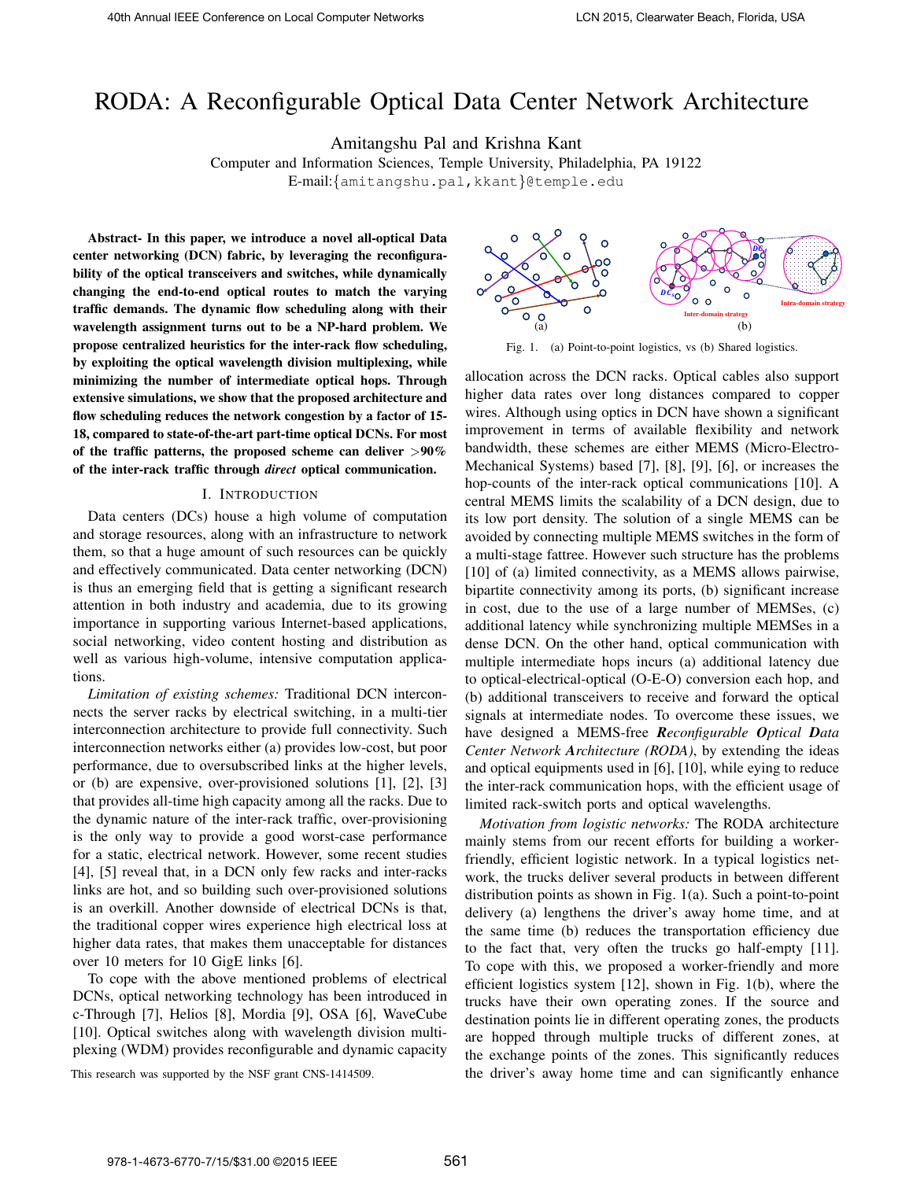# RODA: A Reconfigurable Optical Data Center Network Architecture

Amitangshu Pal and Krishna Kant

Computer and Information Sciences, Temple University, Philadelphia, PA 19122

E-mail:{amitangshu.pal,kkant}@temple.edu

**Abstract- In this paper, we introduce a novel all-optical Data center networking (DCN) fabric, by leveraging the reconfigurability of the optical transceivers and switches, while dynamically changing the end-to-end optical routes to match the varying traffic demands. The dynamic flow scheduling along with their wavelength assignment turns out to be a NP-hard problem. We propose centralized heuristics for the inter-rack flow scheduling, by exploiting the optical wavelength division multiplexing, while minimizing the number of intermediate optical hops. Through extensive simulations, we show that the proposed architecture and flow scheduling reduces the network congestion by a factor of 15-18, compared to state-of-the-art part-time optical DCNs. For most of the traffic patterns, the proposed scheme can deliver >90% of the inter-rack traffic through *direct* optical communication.**

## I. Introduction

Data centers (DCs) house a high volume of computation and storage resources, along with an infrastructure to network them, so that a huge amount of such resources can be quickly and effectively communicated. Data center networking (DCN) is thus an emerging field that is getting a significant research attention in both industry and academia, due to its growing importance in supporting various Internet-based applications, social networking, video content hosting and distribution as well as various high-volume, intensive computation applications.

*Limitation of existing schemes:* Traditional DCN interconnects the server racks by electrical switching, in a multi-tier interconnection architecture to provide full connectivity. Such interconnection networks either (a) provides low-cost, but poor performance, due to oversubscribed links at the higher levels, or (b) are expensive, over-provisioned solutions [1], [2], [3] that provides all-time high capacity among all the racks. Due to the dynamic nature of the inter-rack traffic, over-provisioning is the only way to provide a good worst-case performance for a static, electrical network. However, some recent studies [4], [5] reveal that, in a DCN only few racks and inter-racks links are hot, and so building such over-provisioned solutions is an overkill. Another downside of electrical DCNs is that, the traditional copper wires experience high electrical loss at higher data rates, that makes them unacceptable for distances over 10 meters for 10 GigE links [6].

To cope with the above mentioned problems of electrical DCNs, optical networking technology has been introduced in c-Through [7], Helios [8], Mordia [9], OSA [6], WaveCube [10]. Optical switches along with wavelength division multiplexing (WDM) provides reconfigurable and dynamic capacity allocation across the DCN racks. Optical cables also support higher data rates over long distances compared to copper wires. Although using optics in DCN have shown a significant improvement in terms of available flexibility and network bandwidth, these schemes are either MEMS (Micro-Electro-Mechanical Systems) based [7], [8], [9], [6], or increases the hop-counts of the inter-rack optical communications [10]. A central MEMS limits the scalability of a DCN design, due to its low port density. The solution of a single MEMS can be avoided by connecting multiple MEMS switches in the form of a multi-stage fattree. However such structure has the problems [10] of (a) limited connectivity, as a MEMS allows pairwise, bipartite connectivity among its ports, (b) significant increase in cost, due to the use of a large number of MEMSes, (c) additional latency while synchronizing multiple MEMSes in a dense DCN. On the other hand, optical communication with multiple intermediate hops incurs (a) additional latency due to optical-electrical-optical (O-E-O) conversion each hop, and (b) additional transceivers to receive and forward the optical signals at intermediate nodes. To overcome these issues, we have designed a MEMS-free ***R**econfigurable **O**ptical **D**ata Center Network **A**rchitecture (RODA)*, by extending the ideas and optical equipments used in [6], [10], while eying to reduce the inter-rack communication hops, with the efficient usage of limited rack-switch ports and optical wavelengths.

Fig. 1. (a) Point-to-point logistics, vs (b) Shared logistics.

*Motivation from logistic networks:* The RODA architecture mainly stems from our recent efforts for building a worker-friendly, efficient logistic network. In a typical logistics network, the trucks deliver several products in between different distribution points as shown in Fig. 1(a). Such a point-to-point delivery (a) lengthens the driver's away home time, and at the same time (b) reduces the transportation efficiency due to the fact that, very often the trucks go half-empty [11]. To cope with this, we proposed a worker-friendly and more efficient logistics system [12], shown in Fig. 1(b), where the trucks have their own operating zones. If the source and destination points lie in different operating zones, the products are hopped through multiple trucks of different zones, at the exchange points of the zones. This significantly reduces the driver's away home time and can significantly enhance

This research was supported by the NSF grant CNS-1414509.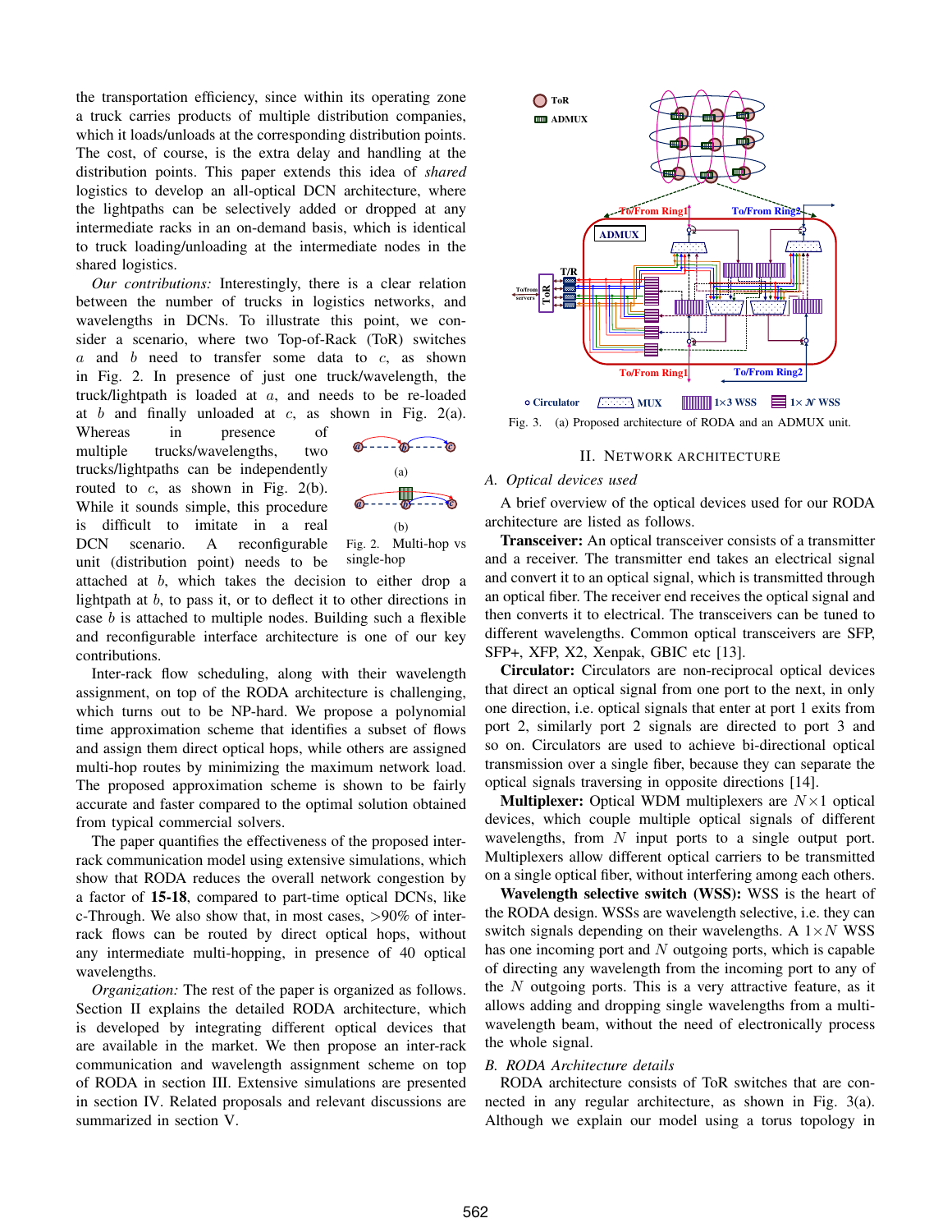the transportation efficiency, since within its operating zone a truck carries products of multiple distribution companies, which it loads/unloads at the corresponding distribution points. The cost, of course, is the extra delay and handling at the distribution points. This paper extends this idea of *shared* logistics to develop an all-optical DCN architecture, where the lightpaths can be selectively added or dropped at any intermediate racks in an on-demand basis, which is identical to truck loading/unloading at the intermediate nodes in the shared logistics.

*Our contributions:* Interestingly, there is a clear relation between the number of trucks in logistics networks, and wavelengths in DCNs. To illustrate this point, we consider a scenario, where two Top-of-Rack (ToR) switches $a$ and $b$ need to transfer some data to $c$, as shown in Fig. 2. In presence of just one truck/wavelength, the truck/lightpath is loaded at $a$, and needs to be re-loaded at $b$ and finally unloaded at $c$, as shown in Fig. 2(a). Whereas in presence of multiple trucks/wavelengths, two trucks/lightpaths can be independently routed to $c$, as shown in Fig. 2(b). While it sounds simple, this procedure is difficult to imitate in a real DCN scenario. A reconfigurable unit (distribution point) needs to be attached at $b$, which takes the decision to either drop a lightpath at $b$, to pass it, or to deflect it to other directions in case $b$ is attached to multiple nodes. Building such a flexible and reconfigurable interface architecture is one of our key contributions.

Fig. 2. Multi-hop vs single-hop

Inter-rack flow scheduling, along with their wavelength assignment, on top of the RODA architecture is challenging, which turns out to be NP-hard. We propose a polynomial time approximation scheme that identifies a subset of flows and assign them direct optical hops, while others are assigned multi-hop routes by minimizing the maximum network load. The proposed approximation scheme is shown to be fairly accurate and faster compared to the optimal solution obtained from typical commercial solvers.

The paper quantifies the effectiveness of the proposed inter-rack communication model using extensive simulations, which show that RODA reduces the overall network congestion by a factor of **15-18**, compared to part-time optical DCNs, like c-Through. We also show that, in most cases, >90% of inter-rack flows can be routed by direct optical hops, without any intermediate multi-hopping, in presence of 40 optical wavelengths.

*Organization:* The rest of the paper is organized as follows. Section II explains the detailed RODA architecture, which is developed by integrating different optical devices that are available in the market. We then propose an inter-rack communication and wavelength assignment scheme on top of RODA in section III. Extensive simulations are presented in section IV. Related proposals and relevant discussions are summarized in section V.

Fig. 3. (a) Proposed architecture of RODA and an ADMUX unit.

## II. Network Architecture

### A. Optical devices used

A brief overview of the optical devices used for our RODA architecture are listed as follows.

**Transceiver:** An optical transceiver consists of a transmitter and a receiver. The transmitter end takes an electrical signal and convert it to an optical signal, which is transmitted through an optical fiber. The receiver end receives the optical signal and then converts it to electrical. The transceivers can be tuned to different wavelengths. Common optical transceivers are SFP, SFP+, XFP, X2, Xenpak, GBIC etc [13].

**Circulator:** Circulators are non-reciprocal optical devices that direct an optical signal from one port to the next, in only one direction, i.e. optical signals that enter at port 1 exits from port 2, similarly port 2 signals are directed to port 3 and so on. Circulators are used to achieve bi-directional optical transmission over a single fiber, because they can separate the optical signals traversing in opposite directions [14].

**Multiplexer:** Optical WDM multiplexers are $N \times 1$ optical devices, which couple multiple optical signals of different wavelengths, from $N$ input ports to a single output port. Multiplexers allow different optical carriers to be transmitted on a single optical fiber, without interfering among each others.

**Wavelength selective switch (WSS):** WSS is the heart of the RODA design. WSSs are wavelength selective, i.e. they can switch signals depending on their wavelengths. A $1 \times N$ WSS has one incoming port and $N$ outgoing ports, which is capable of directing any wavelength from the incoming port to any of the $N$ outgoing ports. This is a very attractive feature, as it allows adding and dropping single wavelengths from a multi-wavelength beam, without the need of electronically process the whole signal.

### B. RODA Architecture details

RODA architecture consists of ToR switches that are connected in any regular architecture, as shown in Fig. 3(a). Although we explain our model using a torus topology in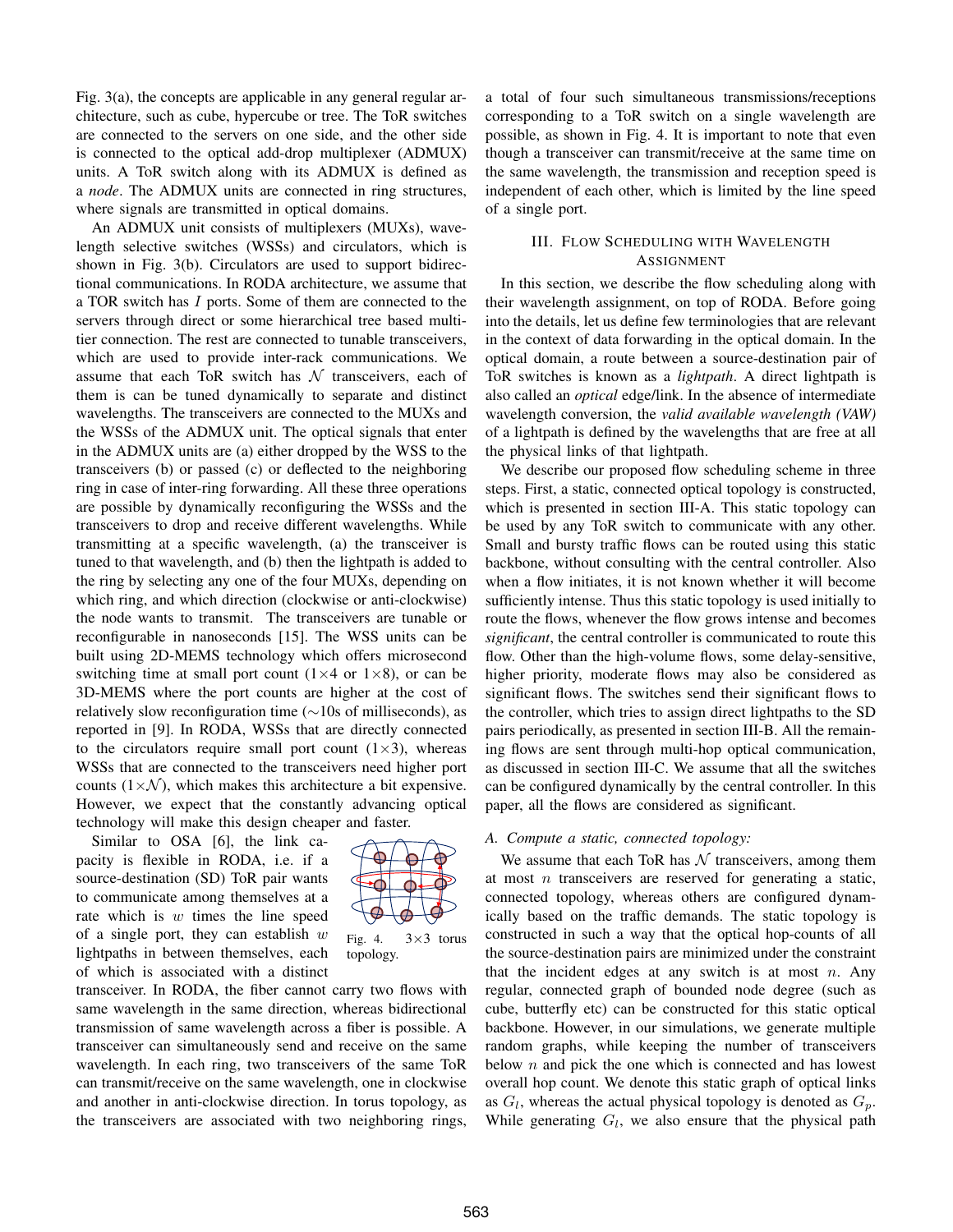Fig. 3(a), the concepts are applicable in any general regular architecture, such as cube, hypercube or tree. The ToR switches are connected to the servers on one side, and the other side is connected to the optical add-drop multiplexer (ADMUX) units. A ToR switch along with its ADMUX is defined as a *node*. The ADMUX units are connected in ring structures, where signals are transmitted in optical domains.

An ADMUX unit consists of multiplexers (MUXs), wavelength selective switches (WSSs) and circulators, which is shown in Fig. 3(b). Circulators are used to support bidirectional communications. In RODA architecture, we assume that a TOR switch has $I$ ports. Some of them are connected to the servers through direct or some hierarchical tree based multi-tier connection. The rest are connected to tunable transceivers, which are used to provide inter-rack communications. We assume that each ToR switch has $\mathcal{N}$ transceivers, each of them is can be tuned dynamically to separate and distinct wavelengths. The transceivers are connected to the MUXs and the WSSs of the ADMUX unit. The optical signals that enter in the ADMUX units are (a) either dropped by the WSS to the transceivers (b) or passed (c) or deflected to the neighboring ring in case of inter-ring forwarding. All these three operations are possible by dynamically reconfiguring the WSSs and the transceivers to drop and receive different wavelengths. While transmitting at a specific wavelength, (a) the transceiver is tuned to that wavelength, and (b) then the lightpath is added to the ring by selecting any one of the four MUXs, depending on which ring, and which direction (clockwise or anti-clockwise) the node wants to transmit. The transceivers are tunable or reconfigurable in nanoseconds [15]. The WSS units can be built using 2D-MEMS technology which offers microsecond switching time at small port count ($1{\times}4$ or $1{\times}8$), or can be 3D-MEMS where the port counts are higher at the cost of relatively slow reconfiguration time (~10s of milliseconds), as reported in [9]. In RODA, WSSs that are directly connected to the circulators require small port count ($1{\times}3$), whereas WSSs that are connected to the transceivers need higher port counts ($1{\times}\mathcal{N}$), which makes this architecture a bit expensive. However, we expect that the constantly advancing optical technology will make this design cheaper and faster.

Similar to OSA [6], the link capacity is flexible in RODA, i.e. if a source-destination (SD) ToR pair wants to communicate among themselves at a rate which is $w$ times the line speed of a single port, they can establish $w$ lightpaths in between themselves, each of which is associated with a distinct transceiver. In RODA, the fiber cannot carry two flows with same wavelength in the same direction, whereas bidirectional transmission of same wavelength across a fiber is possible. A transceiver can simultaneously send and receive on the same wavelength. In each ring, two transceivers of the same ToR can transmit/receive on the same wavelength, one in clockwise and another in anti-clockwise direction. In torus topology, as the transceivers are associated with two neighboring rings, a total of four such simultaneous transmissions/receptions corresponding to a ToR switch on a single wavelength are possible, as shown in Fig. 4. It is important to note that even though a transceiver can transmit/receive at the same time on the same wavelength, the transmission and reception speed is independent of each other, which is limited by the line speed of a single port.

Fig. 4. $3{\times}3$ torus topology.

## III. Flow Scheduling with Wavelength Assignment

In this section, we describe the flow scheduling along with their wavelength assignment, on top of RODA. Before going into the details, let us define few terminologies that are relevant in the context of data forwarding in the optical domain. In the optical domain, a route between a source-destination pair of ToR switches is known as a *lightpath*. A direct lightpath is also called an *optical* edge/link. In the absence of intermediate wavelength conversion, the *valid available wavelength (VAW)* of a lightpath is defined by the wavelengths that are free at all the physical links of that lightpath.

We describe our proposed flow scheduling scheme in three steps. First, a static, connected optical topology is constructed, which is presented in section III-A. This static topology can be used by any ToR switch to communicate with any other. Small and bursty traffic flows can be routed using this static backbone, without consulting with the central controller. Also when a flow initiates, it is not known whether it will become sufficiently intense. Thus this static topology is used initially to route the flows, whenever the flow grows intense and becomes *significant*, the central controller is communicated to route this flow. Other than the high-volume flows, some delay-sensitive, higher priority, moderate flows may also be considered as significant flows. The switches send their significant flows to the controller, which tries to assign direct lightpaths to the SD pairs periodically, as presented in section III-B. All the remaining flows are sent through multi-hop optical communication, as discussed in section III-C. We assume that all the switches can be configured dynamically by the central controller. In this paper, all the flows are considered as significant.

### *A. Compute a static, connected topology:*

We assume that each ToR has $\mathcal{N}$ transceivers, among them at most $n$ transceivers are reserved for generating a static, connected topology, whereas others are configured dynamically based on the traffic demands. The static topology is constructed in such a way that the optical hop-counts of all the source-destination pairs are minimized under the constraint that the incident edges at any switch is at most $n$. Any regular, connected graph of bounded node degree (such as cube, butterfly etc) can be constructed for this static optical backbone. However, in our simulations, we generate multiple random graphs, while keeping the number of transceivers below $n$ and pick the one which is connected and has lowest overall hop count. We denote this static graph of optical links as $G_l$, whereas the actual physical topology is denoted as $G_p$. While generating $G_l$, we also ensure that the physical path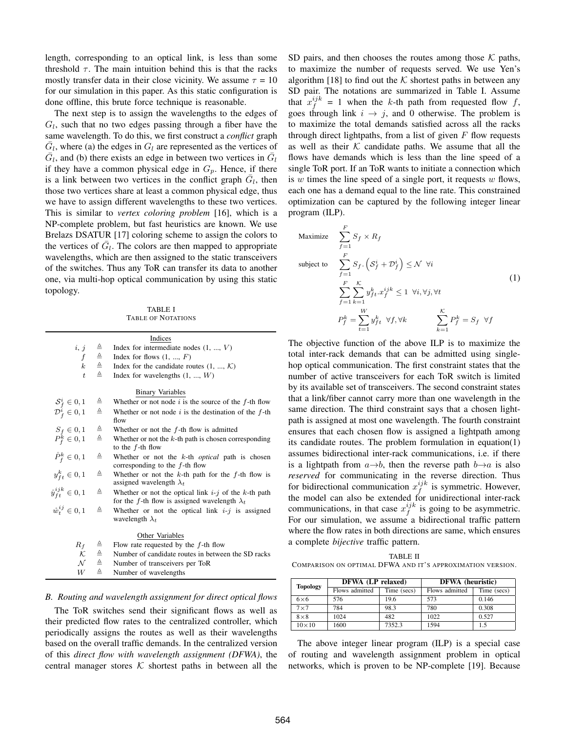length, corresponding to an optical link, is less than some threshold $\tau$. The main intuition behind this is that the racks mostly transfer data in their close vicinity. We assume $\tau$ = 10 for our simulation in this paper. As this static configuration is done offline, this brute force technique is reasonable.

The next step is to assign the wavelengths to the edges of $G_l$, such that no two edges passing through a fiber have the same wavelength. To do this, we first construct a *conflict* graph $\bar{G}_l$, where (a) the edges in $G_l$ are represented as the vertices of $\bar{G}_l$, and (b) there exists an edge in between two vertices in $\bar{G}_l$ if they have a common physical edge in $G_p$. Hence, if there is a link between two vertices in the conflict graph $\bar{G}_l$, then those two vertices share at least a common physical edge, thus we have to assign different wavelengths to these two vertices. This is similar to *vertex coloring problem* [16], which is a NP-complete problem, but fast heuristics are known. We use Brelazs DSATUR [17] coloring scheme to assign the colors to the vertices of $\bar{G}_l$. The colors are then mapped to appropriate wavelengths, which are then assigned to the static transceivers of the switches. Thus any ToR can transfer its data to another one, via multi-hop optical communication by using this static topology.

TABLE I
TABLE OF NOTATIONS

| | | |
|---|---|---|
| | | Indices |
| $i$, $j$ | $\triangleq$ | Index for intermediate nodes (1, ..., $V$) |
| $f$ | $\triangleq$ | Index for flows (1, ..., $F$) |
| $k$ | $\triangleq$ | Index for the candidate routes (1, ..., $\mathcal{K}$) |
| $t$ | $\triangleq$ | Index for wavelengths (1, ..., $W$) |
| | | Binary Variables |
| $\mathcal{S}_f^i \in 0,1$ | $\triangleq$ | Whether or not node $i$ is the source of the $f$-th flow |
| $\mathcal{D}_f^i \in 0,1$ | $\triangleq$ | Whether or not node $i$ is the destination of the $f$-th flow |
| $S_f \in 0,1$ | $\triangleq$ | Whether or not the $f$-th flow is admitted |
| $P_f^k \in 0,1$ | $\triangleq$ | Whether or not the $k$-th path is chosen corresponding to the $f$-th flow |
| $\hat{P}_f^k \in 0,1$ | $\triangleq$ | Whether or not the $k$-th *optical* path is chosen corresponding to the $f$-th flow |
| $y_{ft}^k \in 0,1$ | $\triangleq$ | Whether or not the $k$-th path for the $f$-th flow is assigned wavelength $\lambda_t$ |
| $\hat{y}_{ft}^{ijk} \in 0,1$ | $\triangleq$ | Whether or not the optical link $i$-$j$ of the $k$-th path for the $f$-th flow is assigned wavelength $\lambda_t$ |
| $\hat{w}_t^{ij} \in 0,1$ | $\triangleq$ | Whether or not the optical link $i$-$j$ is assigned wavelength $\lambda_t$ |
| | | Other Variables |
| $R_f$ | $\triangleq$ | Flow rate requested by the $f$-th flow |
| $\mathcal{K}$ | $\triangleq$ | Number of candidate routes in between the SD racks |
| $\mathcal{N}$ | $\triangleq$ | Number of transceivers per ToR |
| $W$ | $\triangleq$ | Number of wavelengths |

### B. Routing and wavelength assignment for direct optical flows

The ToR switches send their significant flows as well as their predicted flow rates to the centralized controller, which periodically assigns the routes as well as their wavelengths based on the overall traffic demands. In the centralized version of this *direct flow with wavelength assignment (DFWA)*, the central manager stores $\mathcal{K}$ shortest paths in between all the SD pairs, and then chooses the routes among those $\mathcal{K}$ paths, to maximize the number of requests served. We use Yen's algorithm [18] to find out the $\mathcal{K}$ shortest paths in between any SD pair. The notations are summarized in Table I. Assume that $x_f^{ijk}$ = 1 when the $k$-th path from requested flow $f$, goes through link $i \rightarrow j$, and 0 otherwise. The problem is to maximize the total demands satisfied across all the racks through direct lightpaths, from a list of given $F$ flow requests as well as their $\mathcal{K}$ candidate paths. We assume that all the flows have demands which is less than the line speed of a single ToR port. If an ToR wants to initiate a connection which is $w$ times the line speed of a single port, it requests $w$ flows, each one has a demand equal to the line rate. This constrained optimization can be captured by the following integer linear program (ILP).

$$
\begin{aligned}
\text{Maximize} \quad & \sum_{f=1}^{F} S_f \times R_f \\
\text{subject to} \quad & \sum_{f=1}^{F} S_f \cdot \left(\mathcal{S}_f^i + \mathcal{D}_f^i\right) \leq \mathcal{N} \;\; \forall i \\
& \sum_{f=1}^{F} \sum_{k=1}^{\mathcal{K}} y_{ft}^k . x_f^{ijk} \leq 1 \;\; \forall i, \forall j, \forall t \\
& P_f^k = \sum_{t=1}^{W} y_{ft}^k \;\; \forall f, \forall k \qquad \sum_{k=1}^{\mathcal{K}} P_f^k = S_f \;\; \forall f
\end{aligned} \tag{1}
$$

The objective function of the above ILP is to maximize the total inter-rack demands that can be admitted using single-hop optical communication. The first constraint states that the number of active transceivers for each ToR switch is limited by its available set of transceivers. The second constraint states that a link/fiber cannot carry more than one wavelength in the same direction. The third constraint says that a chosen lightpath is assigned at most one wavelength. The fourth constraint ensures that each chosen flow is assigned a lightpath among its candidate routes. The problem formulation in equation(1) assumes bidirectional inter-rack communications, i.e. if there is a lightpath from $a \rightarrow b$, then the reverse path $b \rightarrow a$ is also *reserved* for communicating in the reverse direction. Thus for bidirectional communication $x_f^{ijk}$ is symmetric. However, the model can also be extended for unidirectional inter-rack communications, in that case $x_f^{ijk}$ is going to be asymmetric. For our simulation, we assume a bidirectional traffic pattern where the flow rates in both directions are same, which ensures a complete *bijective* traffic pattern.

TABLE II
COMPARISON ON OPTIMAL DFWA AND IT'S APPROXIMATION VERSION.

| Topology | DFWA (LP relaxed) | | DFWA (heuristic) | |
|---|---|---|---|---|
| | Flows admitted | Time (secs) | Flows admitted | Time (secs) |
| 6×6 | 576 | 19.6 | 573 | 0.146 |
| 7×7 | 784 | 98.3 | 780 | 0.308 |
| 8×8 | 1024 | 482 | 1022 | 0.527 |
| 10×10 | 1600 | 7352.3 | 1594 | 1.5 |

The above integer linear program (ILP) is a special case of routing and wavelength assignment problem in optical networks, which is proven to be NP-complete [19]. Because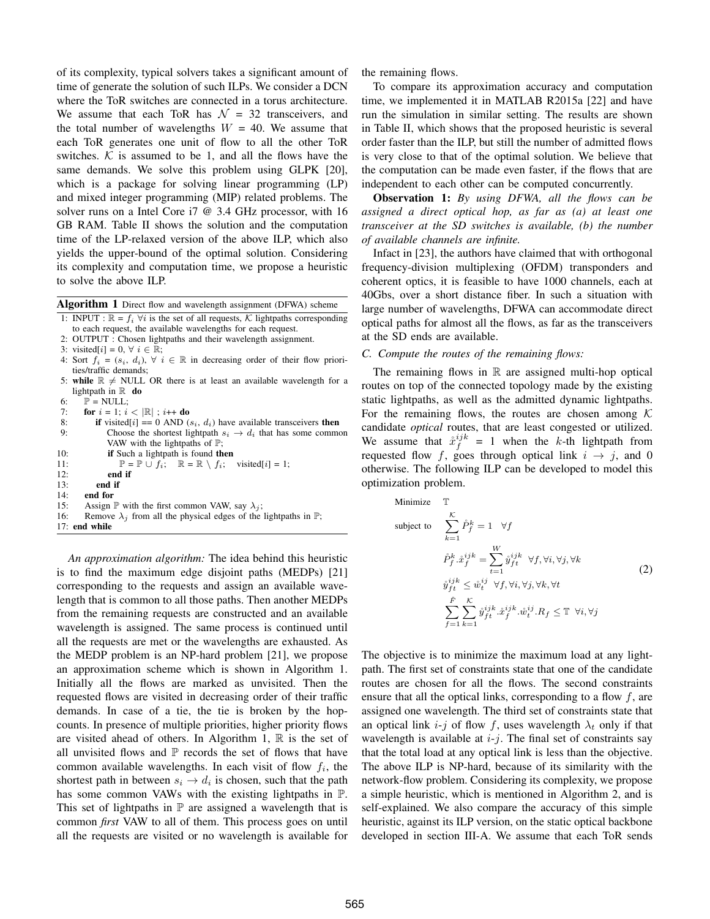of its complexity, typical solvers takes a significant amount of time of generate the solution of such ILPs. We consider a DCN where the ToR switches are connected in a torus architecture. We assume that each ToR has $\mathcal{N}$ = 32 transceivers, and the total number of wavelengths $W$ = 40. We assume that each ToR generates one unit of flow to all the other ToR switches. $\mathcal{K}$ is assumed to be 1, and all the flows have the same demands. We solve this problem using GLPK [20], which is a package for solving linear programming (LP) and mixed integer programming (MIP) related problems. The solver runs on a Intel Core i7 @ 3.4 GHz processor, with 16 GB RAM. Table II shows the solution and the computation time of the LP-relaxed version of the above ILP, which also yields the upper-bound of the optimal solution. Considering its complexity and computation time, we propose a heuristic to solve the above ILP.

**Algorithm 1** Direct flow and wavelength assignment (DFWA) scheme

```
1: INPUT : ℝ = f_i ∀i is the set of all requests, 𝒦 lightpaths corresponding
   to each request, the available wavelengths for each request.
2: OUTPUT : Chosen lightpaths and their wavelength assignment.
3: visited[i] = 0, ∀ i ∈ ℝ;
4: Sort f_i = (s_i, d_i), ∀ i ∈ ℝ in decreasing order of their flow priori-
   ties/traffic demands;
5: while ℝ ≠ NULL OR there is at least an available wavelength for a
   lightpath in ℝ do
6:     ℙ = NULL;
7:     for i = 1; i < |ℝ| ; i++ do
8:         if visited[i] == 0 AND (s_i, d_i) have available transceivers then
9:             Choose the shortest lightpath s_i → d_i that has some common
               VAW with the lightpaths of ℙ;
10:            if Such a lightpath is found then
11:                ℙ = ℙ ∪ f_i;   ℝ = ℝ \ f_i;   visited[i] = 1;
12:            end if
13:        end if
14:    end for
15:    Assign ℙ with the first common VAW, say λ_j;
16:    Remove λ_j from all the physical edges of the lightpaths in ℙ;
17: end while
```

*An approximation algorithm:* The idea behind this heuristic is to find the maximum edge disjoint paths (MEDPs) [21] corresponding to the requests and assign an available wavelength that is common to all those paths. Then another MEDPs from the remaining requests are constructed and an available wavelength is assigned. The same process is continued until all the requests are met or the wavelengths are exhausted. As the MEDP problem is an NP-hard problem [21], we propose an approximation scheme which is shown in Algorithm 1. Initially all the flows are marked as unvisited. Then the requested flows are visited in decreasing order of their traffic demands. In case of a tie, the tie is broken by the hop-counts. In presence of multiple priorities, higher priority flows are visited ahead of others. In Algorithm 1, $\mathbb{R}$ is the set of all unvisited flows and $\mathbb{P}$ records the set of flows that have common available wavelengths. In each visit of flow $f_i$, the shortest path in between $s_i \rightarrow d_i$ is chosen, such that the path has some common VAWs with the existing lightpaths in $\mathbb{P}$. This set of lightpaths in $\mathbb{P}$ are assigned a wavelength that is common *first* VAW to all of them. This process goes on until all the requests are visited or no wavelength is available for the remaining flows.

To compare its approximation accuracy and computation time, we implemented it in MATLAB R2015a [22] and have run the simulation in similar setting. The results are shown in Table II, which shows that the proposed heuristic is several order faster than the ILP, but still the number of admitted flows is very close to that of the optimal solution. We believe that the computation can be made even faster, if the flows that are independent to each other can be computed concurrently.

**Observation 1:** *By using DFWA, all the flows can be assigned a direct optical hop, as far as (a) at least one transceiver at the SD switches is available, (b) the number of available channels are infinite.*

Infact in [23], the authors have claimed that with orthogonal frequency-division multiplexing (OFDM) transponders and coherent optics, it is feasible to have 1000 channels, each at 40Gbs, over a short distance fiber. In such a situation with large number of wavelengths, DFWA can accommodate direct optical paths for almost all the flows, as far as the transceivers at the SD ends are available.

### C. Compute the routes of the remaining flows:

The remaining flows in $\mathbb{R}$ are assigned multi-hop optical routes on top of the connected topology made by the existing static lightpaths, as well as the admitted dynamic lightpaths. For the remaining flows, the routes are chosen among $\mathcal{K}$ candidate *optical* routes, that are least congested or utilized. We assume that $\mathring{x}_f^{ijk} = 1$ when the $k$-th lightpath from requested flow $f$, goes through optical link $i \rightarrow j$, and 0 otherwise. The following ILP can be developed to model this optimization problem.

$$
\begin{aligned}
\text{Minimize} \quad & \mathbb{T} \\
\text{subject to} \quad & \sum_{k=1}^{\mathcal{K}} \mathring{P}_f^k = 1 \quad \forall f \\
& \mathring{P}_f^k . \mathring{x}_f^{ijk} = \sum_{t=1}^{W} \mathring{y}_{ft}^{ijk} \quad \forall f, \forall i, \forall j, \forall k \\
& \mathring{y}_{ft}^{ijk} \leq \mathring{w}_t^{ij} \quad \forall f, \forall i, \forall j, \forall k, \forall t \\
& \sum_{f=1}^{\mathring{F}} \sum_{k=1}^{\mathcal{K}} \mathring{y}_{ft}^{ijk} . \mathring{x}_f^{ijk} . \mathring{w}_t^{ij} . R_f \leq \mathbb{T} \quad \forall i, \forall j
\end{aligned} \tag{2}
$$

The objective is to minimize the maximum load at any light-path. The first set of constraints state that one of the candidate routes are chosen for all the flows. The second constraints ensure that all the optical links, corresponding to a flow $f$, are assigned one wavelength. The third set of constraints state that an optical link $i$-$j$ of flow $f$, uses wavelength $\lambda_t$ only if that wavelength is available at $i$-$j$. The final set of constraints say that the total load at any optical link is less than the objective. The above ILP is NP-hard, because of its similarity with the network-flow problem. Considering its complexity, we propose a simple heuristic, which is mentioned in Algorithm 2, and is self-explained. We also compare the accuracy of this simple heuristic, against its ILP version, on the static optical backbone developed in section III-A. We assume that each ToR sends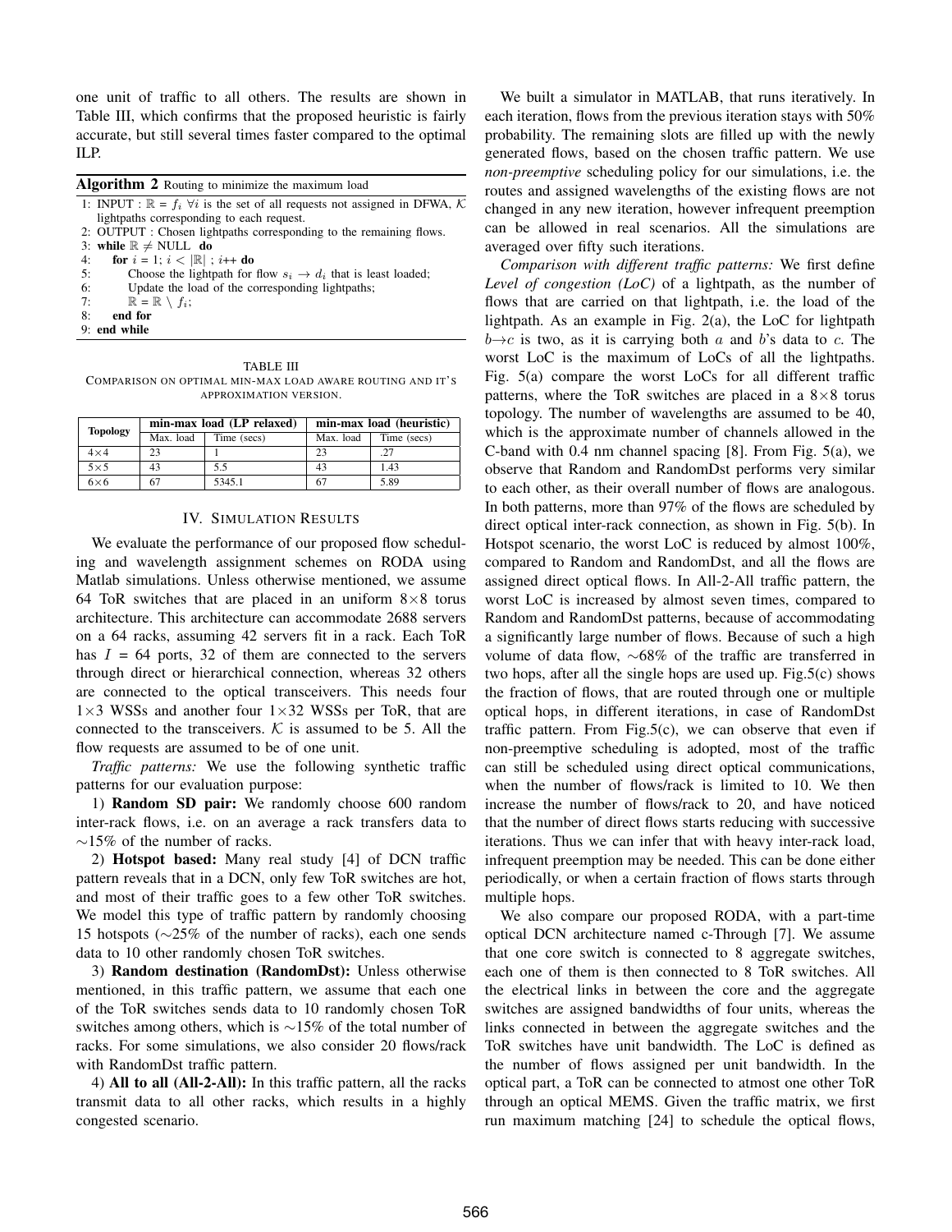one unit of traffic to all others. The results are shown in Table III, which confirms that the proposed heuristic is fairly accurate, but still several times faster compared to the optimal ILP.

**Algorithm 2** Routing to minimize the maximum load

```
1: INPUT : ℝ = f_i ∀i is the set of all requests not assigned in DFWA, K
   lightpaths corresponding to each request.
2: OUTPUT : Chosen lightpaths corresponding to the remaining flows.
3: while ℝ ≠ NULL do
4:     for i = 1; i < |ℝ| ; i++ do
5:         Choose the lightpath for flow s_i → d_i that is least loaded;
6:         Update the load of the corresponding lightpaths;
7:         ℝ = ℝ \ f_i;
8:     end for
9: end while
```

TABLE III
COMPARISON ON OPTIMAL MIN-MAX LOAD AWARE ROUTING AND IT'S APPROXIMATION VERSION.

| Topology | min-max load (LP relaxed) | | min-max load (heuristic) | |
|---|---|---|---|---|
| | Max. load | Time (secs) | Max. load | Time (secs) |
| 4×4 | 23 | 1 | 23 | .27 |
| 5×5 | 43 | 5.5 | 43 | 1.43 |
| 6×6 | 67 | 5345.1 | 67 | 5.89 |

## IV. Simulation Results

We evaluate the performance of our proposed flow scheduling and wavelength assignment schemes on RODA using Matlab simulations. Unless otherwise mentioned, we assume 64 ToR switches that are placed in an uniform 8×8 torus architecture. This architecture can accommodate 2688 servers on a 64 racks, assuming 42 servers fit in a rack. Each ToR has $I$ = 64 ports, 32 of them are connected to the servers through direct or hierarchical connection, whereas 32 others are connected to the optical transceivers. This needs four 1×3 WSSs and another four 1×32 WSSs per ToR, that are connected to the transceivers. $\mathcal{K}$ is assumed to be 5. All the flow requests are assumed to be of one unit.

*Traffic patterns:* We use the following synthetic traffic patterns for our evaluation purpose:

1) **Random SD pair:** We randomly choose 600 random inter-rack flows, i.e. on an average a rack transfers data to ∼15% of the number of racks.

2) **Hotspot based:** Many real study [4] of DCN traffic pattern reveals that in a DCN, only few ToR switches are hot, and most of their traffic goes to a few other ToR switches. We model this type of traffic pattern by randomly choosing 15 hotspots (∼25% of the number of racks), each one sends data to 10 other randomly chosen ToR switches.

3) **Random destination (RandomDst):** Unless otherwise mentioned, in this traffic pattern, we assume that each one of the ToR switches sends data to 10 randomly chosen ToR switches among others, which is ∼15% of the total number of racks. For some simulations, we also consider 20 flows/rack with RandomDst traffic pattern.

4) **All to all (All-2-All):** In this traffic pattern, all the racks transmit data to all other racks, which results in a highly congested scenario.

We built a simulator in MATLAB, that runs iteratively. In each iteration, flows from the previous iteration stays with 50% probability. The remaining slots are filled up with the newly generated flows, based on the chosen traffic pattern. We use *non-preemptive* scheduling policy for our simulations, i.e. the routes and assigned wavelengths of the existing flows are not changed in any new iteration, however infrequent preemption can be allowed in real scenarios. All the simulations are averaged over fifty such iterations.

*Comparison with different traffic patterns:* We first define *Level of congestion (LoC)* of a lightpath, as the number of flows that are carried on that lightpath, i.e. the load of the lightpath. As an example in Fig. 2(a), the LoC for lightpath $b \rightarrow c$ is two, as it is carrying both $a$ and $b$'s data to $c$. The worst LoC is the maximum of LoCs of all the lightpaths. Fig. 5(a) compare the worst LoCs for all different traffic patterns, where the ToR switches are placed in a 8×8 torus topology. The number of wavelengths are assumed to be 40, which is the approximate number of channels allowed in the C-band with 0.4 nm channel spacing [8]. From Fig. 5(a), we observe that Random and RandomDst performs very similar to each other, as their overall number of flows are analogous. In both patterns, more than 97% of the flows are scheduled by direct optical inter-rack connection, as shown in Fig. 5(b). In Hotspot scenario, the worst LoC is reduced by almost 100%, compared to Random and RandomDst, and all the flows are assigned direct optical flows. In All-2-All traffic pattern, the worst LoC is increased by almost seven times, compared to Random and RandomDst patterns, because of accommodating a significantly large number of flows. Because of such a high volume of data flow, ∼68% of the traffic are transferred in two hops, after all the single hops are used up. Fig.5(c) shows the fraction of flows, that are routed through one or multiple optical hops, in different iterations, in case of RandomDst traffic pattern. From Fig.5(c), we can observe that even if non-preemptive scheduling is adopted, most of the traffic can still be scheduled using direct optical communications, when the number of flows/rack is limited to 10. We then increase the number of flows/rack to 20, and have noticed that the number of direct flows starts reducing with successive iterations. Thus we can infer that with heavy inter-rack load, infrequent preemption may be needed. This can be done either periodically, or when a certain fraction of flows starts through multiple hops.

We also compare our proposed RODA, with a part-time optical DCN architecture named c-Through [7]. We assume that one core switch is connected to 8 aggregate switches, each one of them is then connected to 8 ToR switches. All the electrical links in between the core and the aggregate switches are assigned bandwidths of four units, whereas the links connected in between the aggregate switches and the ToR switches have unit bandwidth. The LoC is defined as the number of flows assigned per unit bandwidth. In the optical part, a ToR can be connected to atmost one other ToR through an optical MEMS. Given the traffic matrix, we first run maximum matching [24] to schedule the optical flows,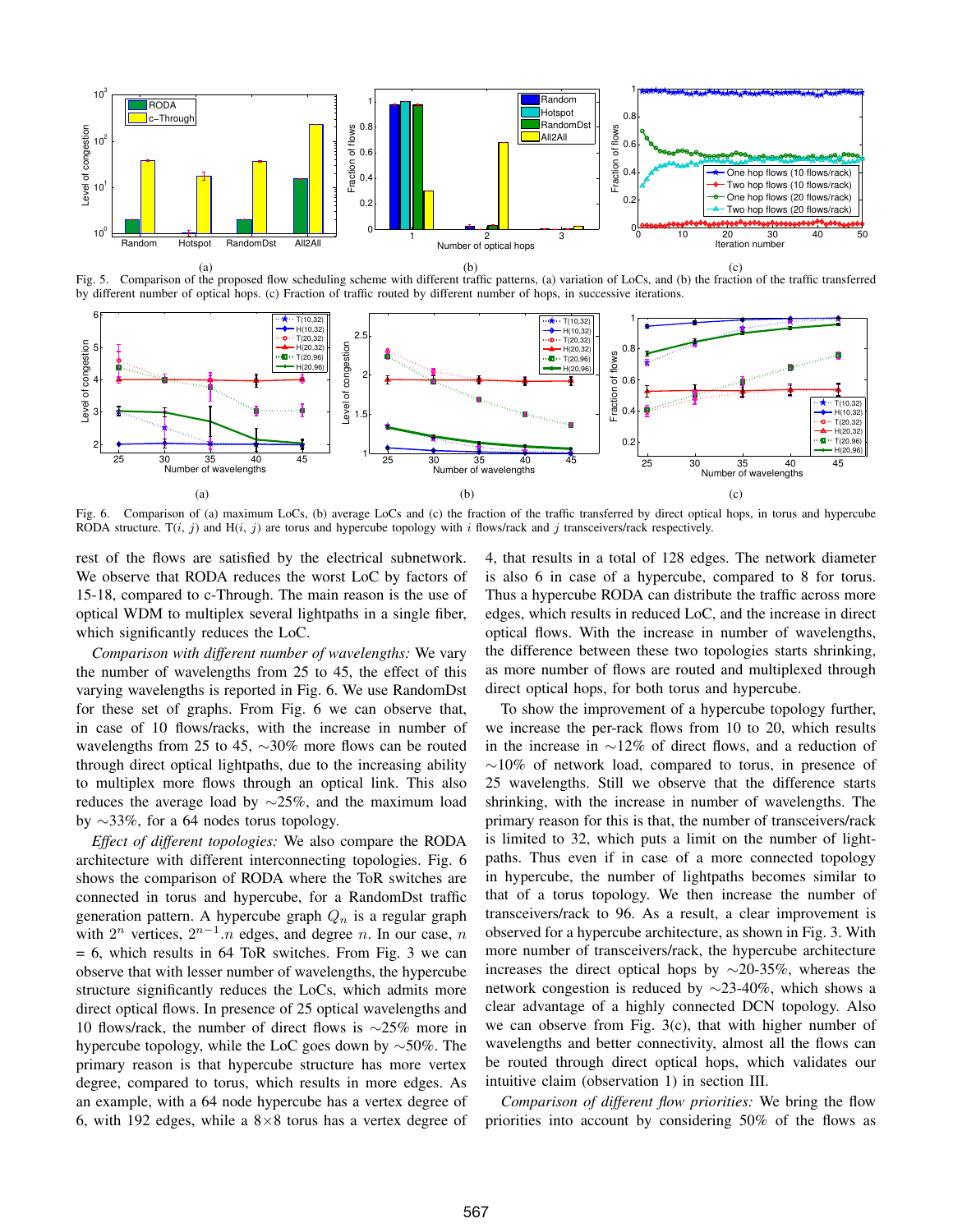Fig. 5. Comparison of the proposed flow scheduling scheme with different traffic patterns, (a) variation of LoCs, and (b) the fraction of the traffic transferred by different number of optical hops. (c) Fraction of traffic routed by different number of hops, in successive iterations.

Fig. 6. Comparison of (a) maximum LoCs, (b) average LoCs and (c) the fraction of the traffic transferred by direct optical hops, in torus and hypercube RODA structure. T($i$, $j$) and H($i$, $j$) are torus and hypercube topology with $i$ flows/rack and $j$ transceivers/rack respectively.

rest of the flows are satisfied by the electrical subnetwork. We observe that RODA reduces the worst LoC by factors of 15-18, compared to c-Through. The main reason is the use of optical WDM to multiplex several lightpaths in a single fiber, which significantly reduces the LoC.

*Comparison with different number of wavelengths:* We vary the number of wavelengths from 25 to 45, the effect of this varying wavelengths is reported in Fig. 6. We use RandomDst for these set of graphs. From Fig. 6 we can observe that, in case of 10 flows/racks, with the increase in number of wavelengths from 25 to 45, ∼30% more flows can be routed through direct optical lightpaths, due to the increasing ability to multiplex more flows through an optical link. This also reduces the average load by ∼25%, and the maximum load by ∼33%, for a 64 nodes torus topology.

*Effect of different topologies:* We also compare the RODA architecture with different interconnecting topologies. Fig. 6 shows the comparison of RODA where the ToR switches are connected in torus and hypercube, for a RandomDst traffic generation pattern. A hypercube graph $Q_n$ is a regular graph with $2^n$ vertices, $2^{n-1}.n$ edges, and degree $n$. In our case, $n$ = 6, which results in 64 ToR switches. From Fig. 3 we can observe that with lesser number of wavelengths, the hypercube structure significantly reduces the LoCs, which admits more direct optical flows. In presence of 25 optical wavelengths and 10 flows/rack, the number of direct flows is ∼25% more in hypercube topology, while the LoC goes down by ∼50%. The primary reason is that hypercube structure has more vertex degree, compared to torus, which results in more edges. As an example, with a 64 node hypercube has a vertex degree of 6, with 192 edges, while a 8×8 torus has a vertex degree of 4, that results in a total of 128 edges. The network diameter is also 6 in case of a hypercube, compared to 8 for torus. Thus a hypercube RODA can distribute the traffic across more edges, which results in reduced LoC, and the increase in direct optical flows. With the increase in number of wavelengths, the difference between these two topologies starts shrinking, as more number of flows are routed and multiplexed through direct optical hops, for both torus and hypercube.

To show the improvement of a hypercube topology further, we increase the per-rack flows from 10 to 20, which results in the increase in ∼12% of direct flows, and a reduction of ∼10% of network load, compared to torus, in presence of 25 wavelengths. Still we observe that the difference starts shrinking, with the increase in number of wavelengths. The primary reason for this is that, the number of transceivers/rack is limited to 32, which puts a limit on the number of light-paths. Thus even if in case of a more connected topology in hypercube, the number of lightpaths becomes similar to that of a torus topology. We then increase the number of transceivers/rack to 96. As a result, a clear improvement is observed for a hypercube architecture, as shown in Fig. 3. With more number of transceivers/rack, the hypercube architecture increases the direct optical hops by ∼20-35%, whereas the network congestion is reduced by ∼23-40%, which shows a clear advantage of a highly connected DCN topology. Also we can observe from Fig. 3(c), that with higher number of wavelengths and better connectivity, almost all the flows can be routed through direct optical hops, which validates our intuitive claim (observation 1) in section III.

*Comparison of different flow priorities:* We bring the flow priorities into account by considering 50% of the flows as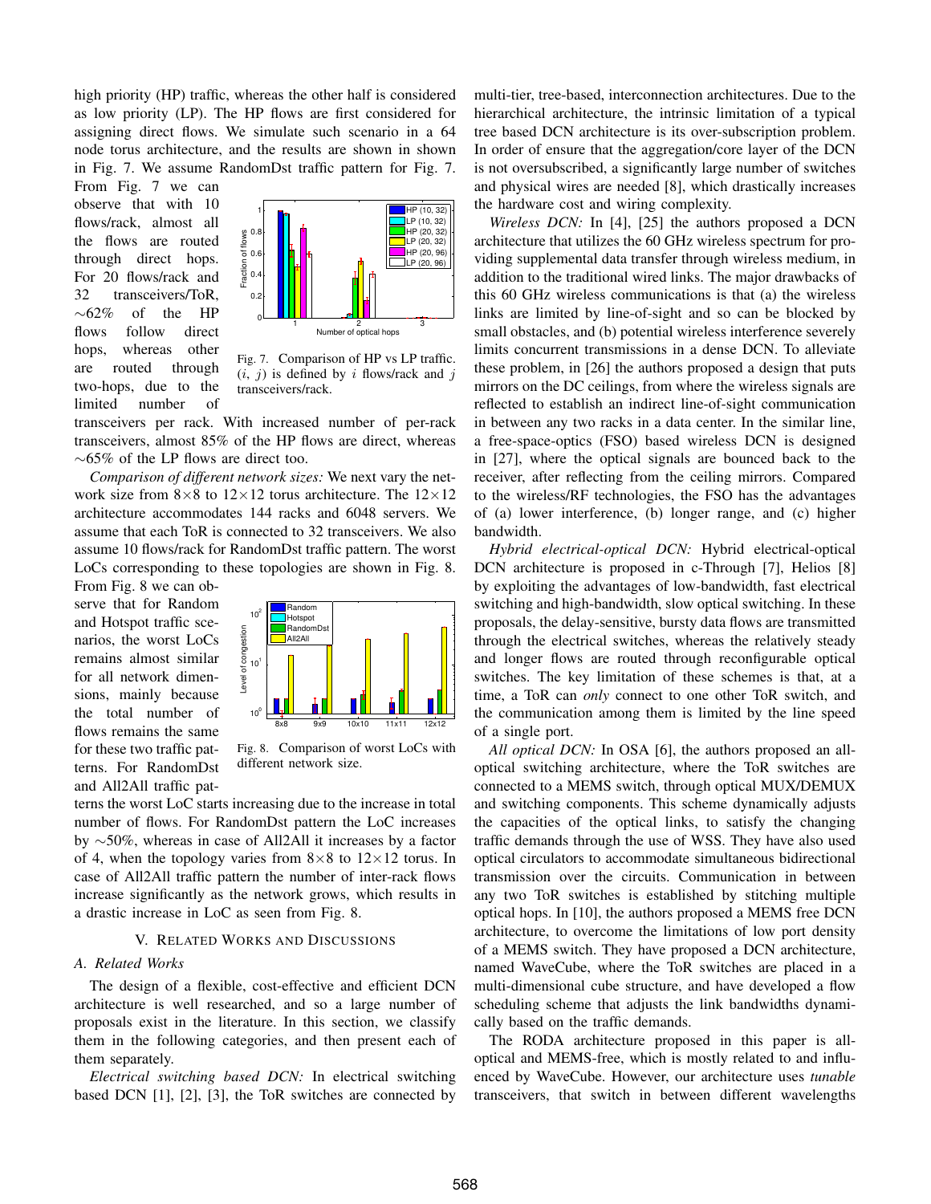high priority (HP) traffic, whereas the other half is considered as low priority (LP). The HP flows are first considered for assigning direct flows. We simulate such scenario in a 64 node torus architecture, and the results are shown in shown in Fig. 7. We assume RandomDst traffic pattern for Fig. 7. From Fig. 7 we can observe that with 10 flows/rack, almost all the flows are routed through direct hops. For 20 flows/rack and 32 transceivers/ToR, ∼62% of the HP flows follow direct hops, whereas other are routed through two-hops, due to the limited number of transceivers per rack. With increased number of per-rack transceivers, almost 85% of the HP flows are direct, whereas ∼65% of the LP flows are direct too.

Fig. 7. Comparison of HP vs LP traffic. $(i, j)$ is defined by $i$ flows/rack and $j$ transceivers/rack.

*Comparison of different network sizes:* We next vary the network size from 8×8 to 12×12 torus architecture. The 12×12 architecture accommodates 144 racks and 6048 servers. We assume that each ToR is connected to 32 transceivers. We also assume 10 flows/rack for RandomDst traffic pattern. The worst LoCs corresponding to these topologies are shown in Fig. 8. From Fig. 8 we can observe that for Random and Hotspot traffic scenarios, the worst LoCs remains almost similar for all network dimensions, mainly because the total number of flows remains the same for these two traffic patterns. For RandomDst and All2All traffic patterns the worst LoC starts increasing due to the increase in total number of flows. For RandomDst pattern the LoC increases by ∼50%, whereas in case of All2All it increases by a factor of 4, when the topology varies from 8×8 to 12×12 torus. In case of All2All traffic pattern the number of inter-rack flows increase significantly as the network grows, which results in a drastic increase in LoC as seen from Fig. 8.

Fig. 8. Comparison of worst LoCs with different network size.

## V. Related Works and Discussions

### A. Related Works

The design of a flexible, cost-effective and efficient DCN architecture is well researched, and so a large number of proposals exist in the literature. In this section, we classify them in the following categories, and then present each of them separately.

*Electrical switching based DCN:* In electrical switching based DCN [1], [2], [3], the ToR switches are connected by multi-tier, tree-based, interconnection architectures. Due to the hierarchical architecture, the intrinsic limitation of a typical tree based DCN architecture is its over-subscription problem. In order of ensure that the aggregation/core layer of the DCN is not oversubscribed, a significantly large number of switches and physical wires are needed [8], which drastically increases the hardware cost and wiring complexity.

*Wireless DCN:* In [4], [25] the authors proposed a DCN architecture that utilizes the 60 GHz wireless spectrum for providing supplemental data transfer through wireless medium, in addition to the traditional wired links. The major drawbacks of this 60 GHz wireless communications is that (a) the wireless links are limited by line-of-sight and so can be blocked by small obstacles, and (b) potential wireless interference severely limits concurrent transmissions in a dense DCN. To alleviate these problem, in [26] the authors proposed a design that puts mirrors on the DC ceilings, from where the wireless signals are reflected to establish an indirect line-of-sight communication in between any two racks in a data center. In the similar line, a free-space-optics (FSO) based wireless DCN is designed in [27], where the optical signals are bounced back to the receiver, after reflecting from the ceiling mirrors. Compared to the wireless/RF technologies, the FSO has the advantages of (a) lower interference, (b) longer range, and (c) higher bandwidth.

*Hybrid electrical-optical DCN:* Hybrid electrical-optical DCN architecture is proposed in c-Through [7], Helios [8] by exploiting the advantages of low-bandwidth, fast electrical switching and high-bandwidth, slow optical switching. In these proposals, the delay-sensitive, bursty data flows are transmitted through the electrical switches, whereas the relatively steady and longer flows are routed through reconfigurable optical switches. The key limitation of these schemes is that, at a time, a ToR can *only* connect to one other ToR switch, and the communication among them is limited by the line speed of a single port.

*All optical DCN:* In OSA [6], the authors proposed an all-optical switching architecture, where the ToR switches are connected to a MEMS switch, through optical MUX/DEMUX and switching components. This scheme dynamically adjusts the capacities of the optical links, to satisfy the changing traffic demands through the use of WSS. They have also used optical circulators to accommodate simultaneous bidirectional transmission over the circuits. Communication in between any two ToR switches is established by stitching multiple optical hops. In [10], the authors proposed a MEMS free DCN architecture, to overcome the limitations of low port density of a MEMS switch. They have proposed a DCN architecture, named WaveCube, where the ToR switches are placed in a multi-dimensional cube structure, and have developed a flow scheduling scheme that adjusts the link bandwidths dynamically based on the traffic demands.

The RODA architecture proposed in this paper is all-optical and MEMS-free, which is mostly related to and influenced by WaveCube. However, our architecture uses *tunable* transceivers, that switch in between different wavelengths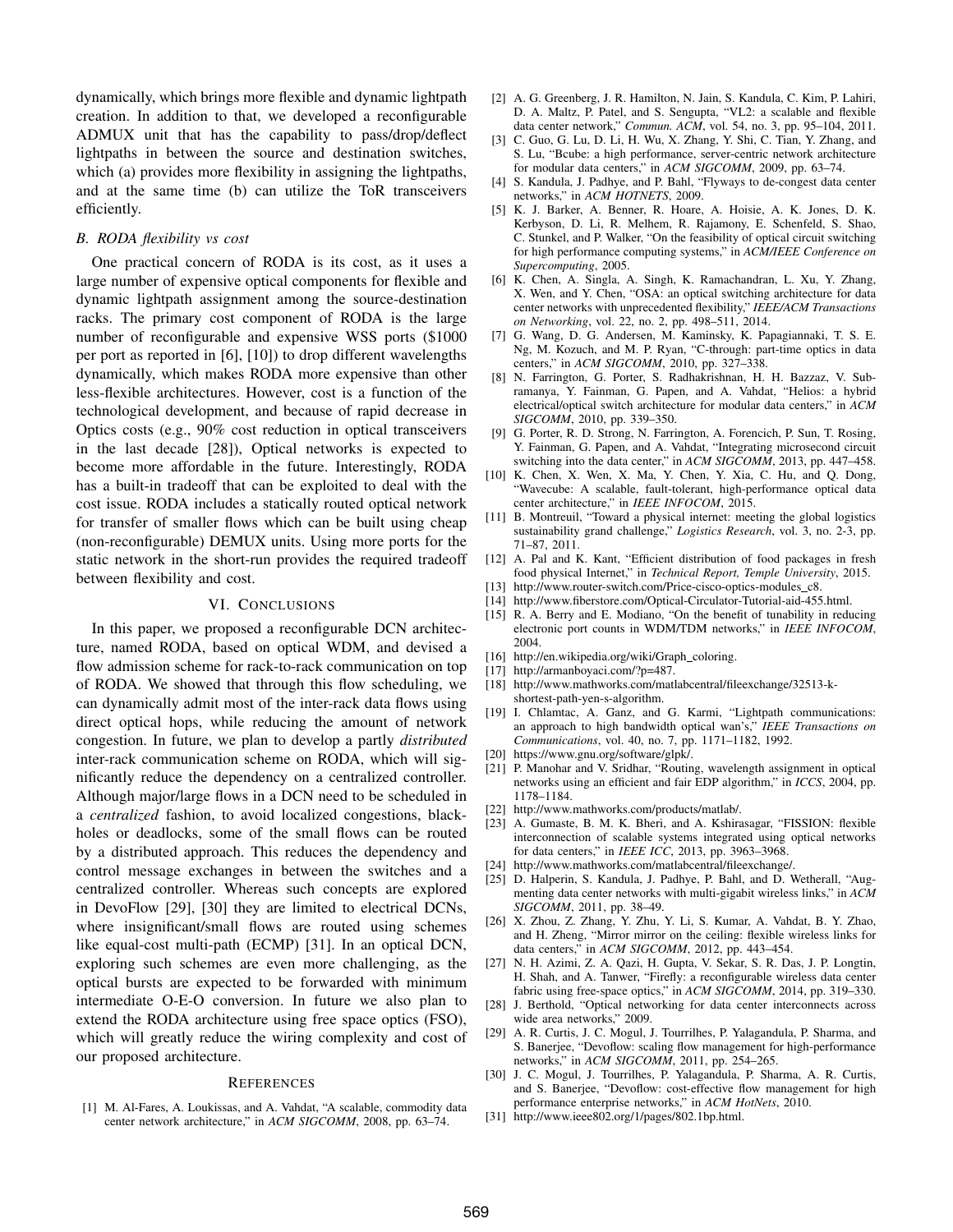dynamically, which brings more flexible and dynamic lightpath creation. In addition to that, we developed a reconfigurable ADMUX unit that has the capability to pass/drop/deflect lightpaths in between the source and destination switches, which (a) provides more flexibility in assigning the lightpaths, and at the same time (b) can utilize the ToR transceivers efficiently.

### *B. RODA flexibility vs cost*

One practical concern of RODA is its cost, as it uses a large number of expensive optical components for flexible and dynamic lightpath assignment among the source-destination racks. The primary cost component of RODA is the large number of reconfigurable and expensive WSS ports ($1000 per port as reported in [6], [10]) to drop different wavelengths dynamically, which makes RODA more expensive than other less-flexible architectures. However, cost is a function of the technological development, and because of rapid decrease in Optics costs (e.g., 90% cost reduction in optical transceivers in the last decade [28]), Optical networks is expected to become more affordable in the future. Interestingly, RODA has a built-in tradeoff that can be exploited to deal with the cost issue. RODA includes a statically routed optical network for transfer of smaller flows which can be built using cheap (non-reconfigurable) DEMUX units. Using more ports for the static network in the short-run provides the required tradeoff between flexibility and cost.

## VI. Conclusions

In this paper, we proposed a reconfigurable DCN architecture, named RODA, based on optical WDM, and devised a flow admission scheme for rack-to-rack communication on top of RODA. We showed that through this flow scheduling, we can dynamically admit most of the inter-rack data flows using direct optical hops, while reducing the amount of network congestion. In future, we plan to develop a partly *distributed* inter-rack communication scheme on RODA, which will significantly reduce the dependency on a centralized controller. Although major/large flows in a DCN need to be scheduled in a *centralized* fashion, to avoid localized congestions, blackholes or deadlocks, some of the small flows can be routed by a distributed approach. This reduces the dependency and control message exchanges in between the switches and a centralized controller. Whereas such concepts are explored in DevoFlow [29], [30] they are limited to electrical DCNs, where insignificant/small flows are routed using schemes like equal-cost multi-path (ECMP) [31]. In an optical DCN, exploring such schemes are even more challenging, as the optical bursts are expected to be forwarded with minimum intermediate O-E-O conversion. In future we also plan to extend the RODA architecture using free space optics (FSO), which will greatly reduce the wiring complexity and cost of our proposed architecture.

## References

[1] M. Al-Fares, A. Loukissas, and A. Vahdat, "A scalable, commodity data center network architecture," in *ACM SIGCOMM*, 2008, pp. 63–74.

[2] A. G. Greenberg, J. R. Hamilton, N. Jain, S. Kandula, C. Kim, P. Lahiri, D. A. Maltz, P. Patel, and S. Sengupta, "VL2: a scalable and flexible data center network," *Commun. ACM*, vol. 54, no. 3, pp. 95–104, 2011.

[3] C. Guo, G. Lu, D. Li, H. Wu, X. Zhang, Y. Shi, C. Tian, Y. Zhang, and S. Lu, "Bcube: a high performance, server-centric network architecture for modular data centers," in *ACM SIGCOMM*, 2009, pp. 63–74.

[4] S. Kandula, J. Padhye, and P. Bahl, "Flyways to de-congest data center networks," in *ACM HOTNETS*, 2009.

[5] K. J. Barker, A. Benner, R. Hoare, A. Hoisie, A. K. Jones, D. K. Kerbyson, D. Li, R. Melhem, R. Rajamony, E. Schenfeld, S. Shao, C. Stunkel, and P. Walker, "On the feasibility of optical circuit switching for high performance computing systems," in *ACM/IEEE Conference on Supercomputing*, 2005.

[6] K. Chen, A. Singla, A. Singh, K. Ramachandran, L. Xu, Y. Zhang, X. Wen, and Y. Chen, "OSA: an optical switching architecture for data center networks with unprecedented flexibility," *IEEE/ACM Transactions on Networking*, vol. 22, no. 2, pp. 498–511, 2014.

[7] G. Wang, D. G. Andersen, M. Kaminsky, K. Papagiannaki, T. S. E. Ng, M. Kozuch, and M. P. Ryan, "C-through: part-time optics in data centers," in *ACM SIGCOMM*, 2010, pp. 327–338.

[8] N. Farrington, G. Porter, S. Radhakrishnan, H. H. Bazzaz, V. Subramanya, Y. Fainman, G. Papen, and A. Vahdat, "Helios: a hybrid electrical/optical switch architecture for modular data centers," in *ACM SIGCOMM*, 2010, pp. 339–350.

[9] G. Porter, R. D. Strong, N. Farrington, A. Forencich, P. Sun, T. Rosing, Y. Fainman, G. Papen, and A. Vahdat, "Integrating microsecond circuit switching into the data center," in *ACM SIGCOMM*, 2013, pp. 447–458.

[10] K. Chen, X. Wen, X. Ma, Y. Chen, Y. Xia, C. Hu, and Q. Dong, "Wavecube: A scalable, fault-tolerant, high-performance optical data center architecture," in *IEEE INFOCOM*, 2015.

[11] B. Montreuil, "Toward a physical internet: meeting the global logistics sustainability grand challenge," *Logistics Research*, vol. 3, no. 2-3, pp. 71–87, 2011.

[12] A. Pal and K. Kant, "Efficient distribution of food packages in fresh food physical Internet," in *Technical Report, Temple University*, 2015.

[13] http://www.router-switch.com/Price-cisco-optics-modules_c8.

[14] http://www.fiberstore.com/Optical-Circulator-Tutorial-aid-455.html.

[15] R. A. Berry and E. Modiano, "On the benefit of tunability in reducing electronic port counts in WDM/TDM networks," in *IEEE INFOCOM*, 2004.

[16] http://en.wikipedia.org/wiki/Graph_coloring.

[17] http://armanboyaci.com/?p=487.

[18] http://www.mathworks.com/matlabcentral/fileexchange/32513-k-shortest-path-yen-s-algorithm.

[19] I. Chlamtac, A. Ganz, and G. Karmi, "Lightpath communications: an approach to high bandwidth optical wan's," *IEEE Transactions on Communications*, vol. 40, no. 7, pp. 1171–1182, 1992.

[20] https://www.gnu.org/software/glpk/.

[21] P. Manohar and V. Sridhar, "Routing, wavelength assignment in optical networks using an efficient and fair EDP algorithm," in *ICCS*, 2004, pp. 1178–1184.

[22] http://www.mathworks.com/products/matlab/.

[23] A. Gumaste, B. M. K. Bheri, and A. Kshirasagar, "FISSION: flexible interconnection of scalable systems integrated using optical networks for data centers," in *IEEE ICC*, 2013, pp. 3963–3968.

[24] http://www.mathworks.com/matlabcentral/fileexchange/.

[25] D. Halperin, S. Kandula, J. Padhye, P. Bahl, and D. Wetherall, "Augmenting data center networks with multi-gigabit wireless links," in *ACM SIGCOMM*, 2011, pp. 38–49.

[26] X. Zhou, Z. Zhang, Y. Zhu, Y. Li, S. Kumar, A. Vahdat, B. Y. Zhao, and H. Zheng, "Mirror mirror on the ceiling: flexible wireless links for data centers," in *ACM SIGCOMM*, 2012, pp. 443–454.

[27] N. H. Azimi, Z. A. Qazi, H. Gupta, V. Sekar, S. R. Das, J. P. Longtin, H. Shah, and A. Tanwer, "Firefly: a reconfigurable wireless data center fabric using free-space optics," in *ACM SIGCOMM*, 2014, pp. 319–330.

[28] J. Berthold, "Optical networking for data center interconnects across wide area networks," 2009.

[29] A. R. Curtis, J. C. Mogul, J. Tourrilhes, P. Yalagandula, P. Sharma, and S. Banerjee, "Devoflow: scaling flow management for high-performance networks," in *ACM SIGCOMM*, 2011, pp. 254–265.

[30] J. C. Mogul, J. Tourrilhes, P. Yalagandula, P. Sharma, A. R. Curtis, and S. Banerjee, "Devoflow: cost-effective flow management for high performance enterprise networks," in *ACM HotNets*, 2010.

[31] http://www.ieee802.org/1/pages/802.1bp.html.